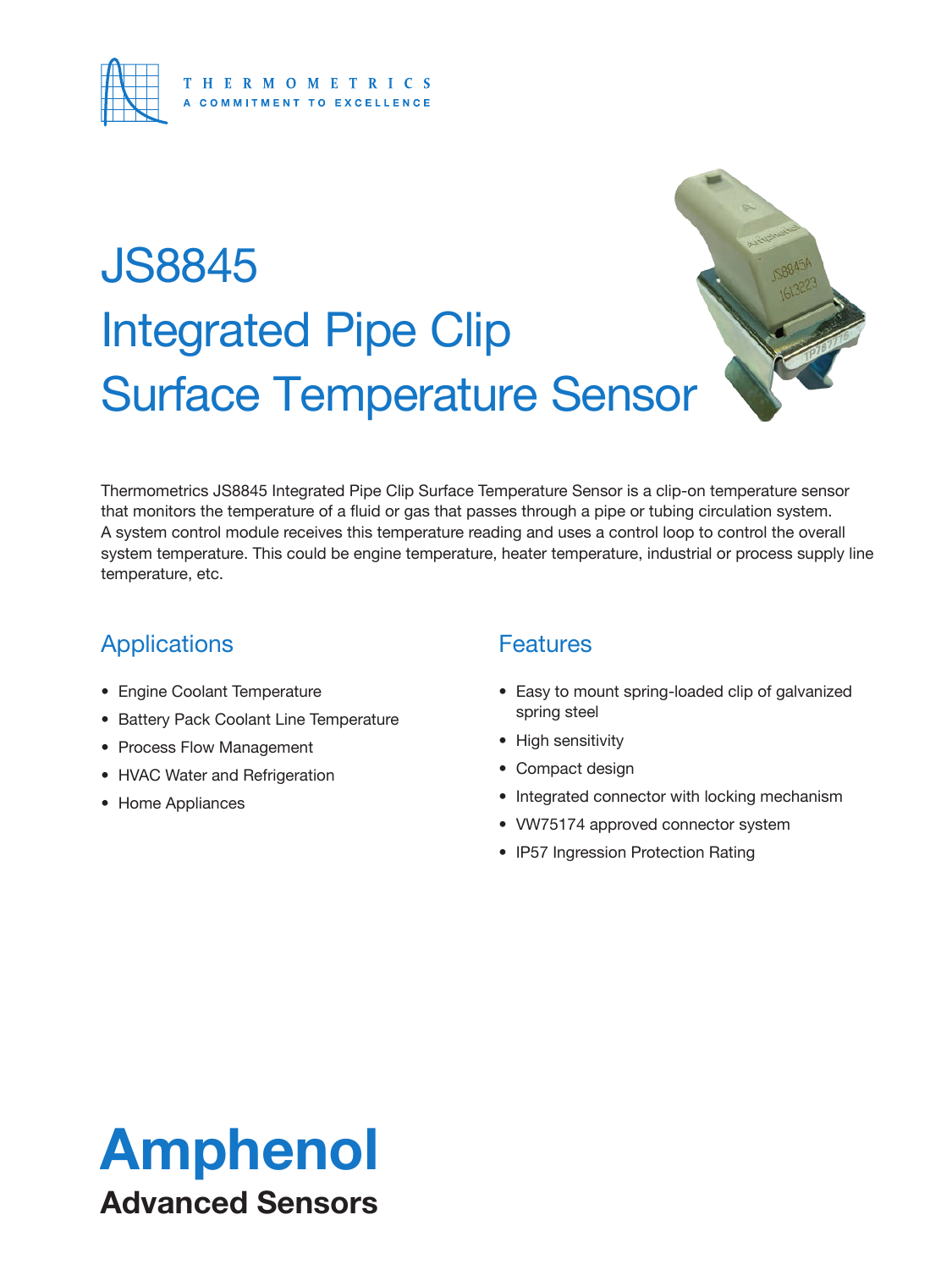THERMOMETRICS
A COMMITMENT TO EXCELLENCE

# JS8845 Integrated Pipe Clip Surface Temperature Sensor

Thermometrics JS8845 Integrated Pipe Clip Surface Temperature Sensor is a clip-on temperature sensor that monitors the temperature of a fluid or gas that passes through a pipe or tubing circulation system. A system control module receives this temperature reading and uses a control loop to control the overall system temperature. This could be engine temperature, heater temperature, industrial or process supply line temperature, etc.

## Applications

- Engine Coolant Temperature
- Battery Pack Coolant Line Temperature
- Process Flow Management
- HVAC Water and Refrigeration
- Home Appliances

## Features

- Easy to mount spring-loaded clip of galvanized spring steel
- High sensitivity
- Compact design
- Integrated connector with locking mechanism
- VW75174 approved connector system
- IP57 Ingression Protection Rating

**Amphenol**
**Advanced Sensors**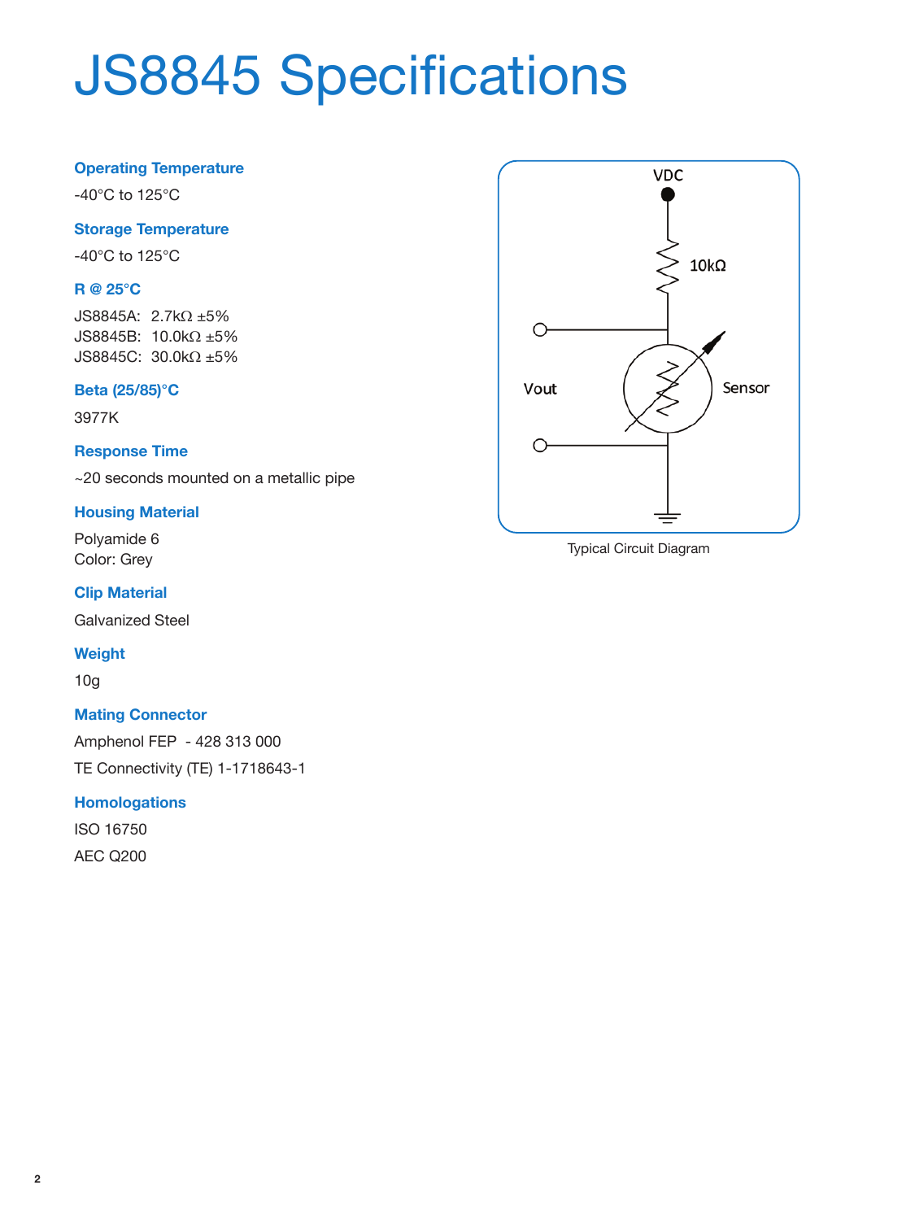# JS8845 Specifications

### Operating Temperature

-40°C to 125°C

### Storage Temperature

-40°C to 125°C

### R @ 25°C

JS8845A: 2.7kΩ ±5%
JS8845B: 10.0kΩ ±5%
JS8845C: 30.0kΩ ±5%

### Beta (25/85)°C

3977K

### Response Time

~20 seconds mounted on a metallic pipe

### Housing Material

Polyamide 6
Color: Grey

### Clip Material

Galvanized Steel

### Weight

10g

### Mating Connector

Amphenol FEP - 428 313 000

TE Connectivity (TE) 1-1718643-1

### Homologations

ISO 16750

AEC Q200

VDC

10kΩ

Vout

Sensor

Typical Circuit Diagram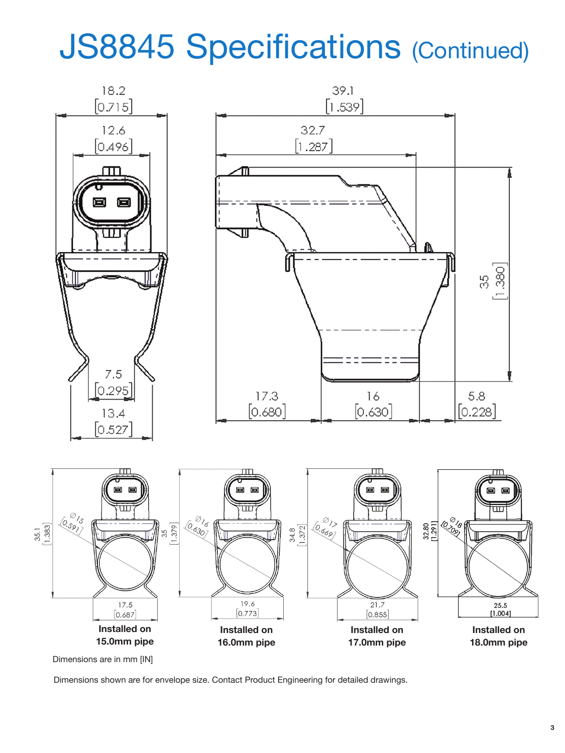# JS8845 Specifications (Continued)

Installed on 15.0mm pipe

Installed on 16.0mm pipe

Installed on 17.0mm pipe

Installed on 18.0mm pipe

Dimensions are in mm [IN]

Dimensions shown are for envelope size. Contact Product Engineering for detailed drawings.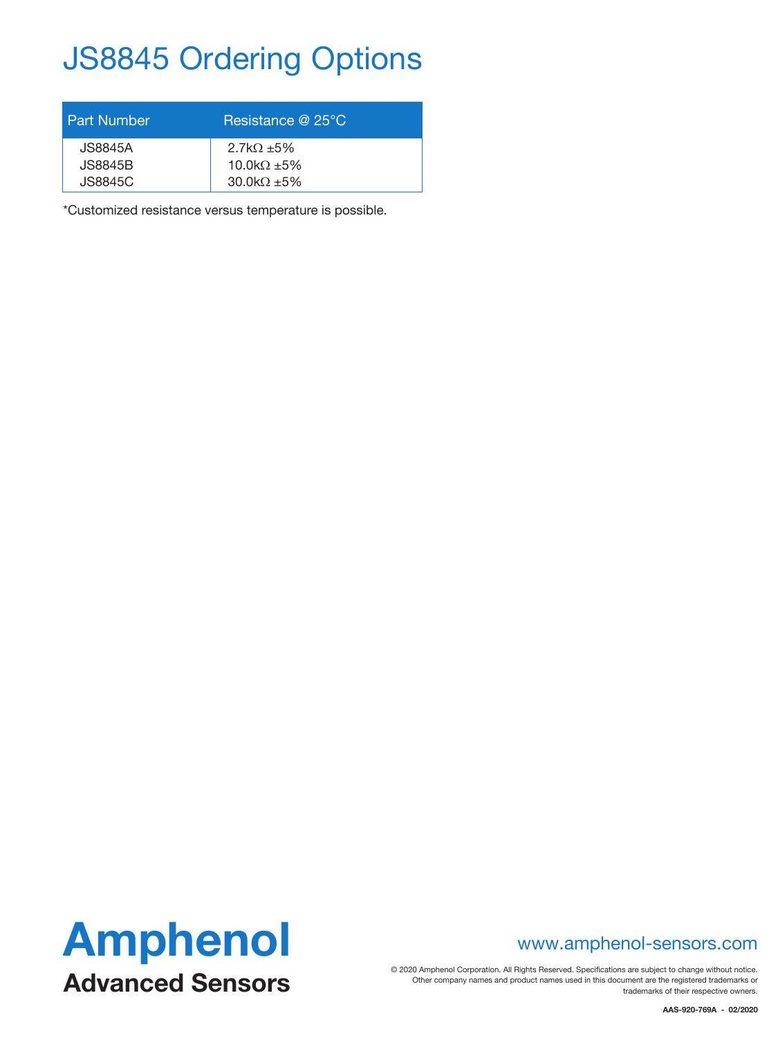# JS8845 Ordering Options

| Part Number | Resistance @ 25°C |
| --- | --- |
| JS8845A | 2.7kΩ ±5% |
| JS8845B | 10.0kΩ ±5% |
| JS8845C | 30.0kΩ ±5% |

*Customized resistance versus temperature is possible.

**Amphenol**
**Advanced Sensors**

www.amphenol-sensors.com

© 2020 Amphenol Corporation. All Rights Reserved. Specifications are subject to change without notice. Other company names and product names used in this document are the registered trademarks or trademarks of their respective owners.

**AAS-920-769A - 02/2020**